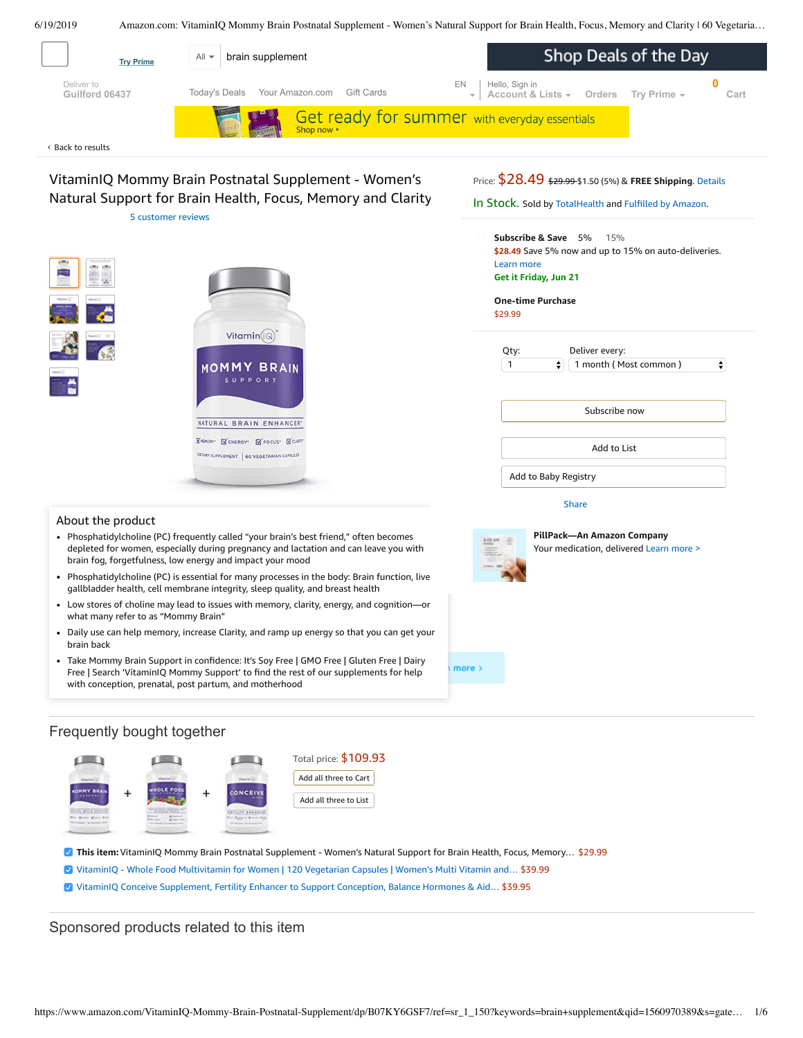Try Prime

All | brain supplement

Shop Deals of the Day

Deliver to Guilford 06437

Today's Deals   Your Amazon.com   Gift Cards

EN   Hello, Sign in Account & Lists   Orders   Try Prime   0 Cart

Get ready for summer with everyday essentials
Shop now ›

‹ Back to results

# VitaminIQ Mommy Brain Postnatal Supplement - Women's Natural Support for Brain Health, Focus, Memory and Clarity

5 customer reviews

Price: $28.49 ~~$29.99~~ $1.50 (5%) & **FREE Shipping**. Details

In Stock. Sold by TotalHealth and Fulfilled by Amazon.

**Subscribe & Save** 5% 15%

$28.49 Save 5% now and up to 15% on auto-deliveries.

Learn more

**Get it Friday, Jun 21**

**One-time Purchase**

$29.99

Qty: 1   Deliver every: 1 month ( Most common )

Subscribe now

Add to List

Add to Baby Registry

Share

**PillPack—An Amazon Company**
Your medication, delivered Learn more >

## About the product

- Phosphatidylcholine (PC) frequently called "your brain's best friend," often becomes depleted for women, especially during pregnancy and lactation and can leave you with brain fog, forgetfulness, low energy and impact your mood
- Phosphatidylcholine (PC) is essential for many processes in the body: Brain function, live gallbladder health, cell membrane integrity, sleep quality, and breast health
- Low stores of choline may lead to issues with memory, clarity, energy, and cognition—or what many refer to as "Mommy Brain"
- Daily use can help memory, increase Clarity, and ramp up energy so that you can get your brain back
- Take Mommy Brain Support in confidence: It's Soy Free | GMO Free | Gluten Free | Dairy Free | Search 'VitaminIQ Mommy Support' to find the rest of our supplements for help with conception, prenatal, post partum, and motherhood

## Frequently bought together

Total price: $109.93

Add all three to Cart

Add all three to List

- **This item:** VitaminIQ Mommy Brain Postnatal Supplement - Women's Natural Support for Brain Health, Focus, Memory… $29.99
- VitaminIQ - Whole Food Multivitamin for Women | 120 Vegetarian Capsules | Women's Multi Vitamin and… $39.99
- VitaminIQ Conceive Supplement, Fertility Enhancer to Support Conception, Balance Hormones & Aid… $39.95

## Sponsored products related to this item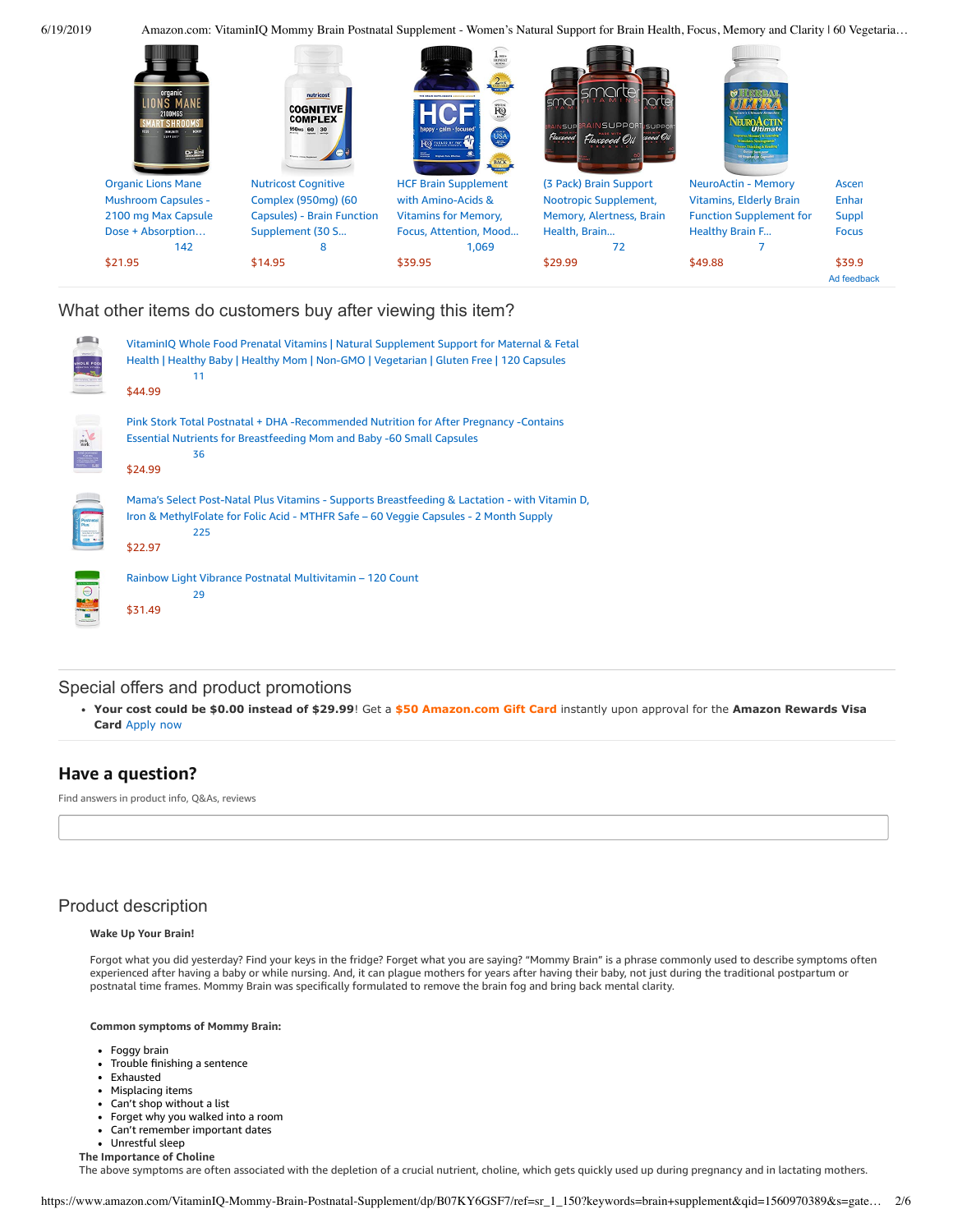Organic Lions Mane Mushroom Capsules - 2100 mg Max Capsule Dose + Absorption…
142
$21.95

Nutricost Cognitive Complex (950mg) (60 Capsules) - Brain Function Supplement (30 S…
8
$14.95

HCF Brain Supplement with Amino-Acids & Vitamins for Memory, Focus, Attention, Mood…
1,069
$39.95

(3 Pack) Brain Support Nootropic Supplement, Memory, Alertness, Brain Health, Brain…
72
$29.99

NeuroActin - Memory Vitamins, Elderly Brain Function Supplement for Healthy Brain F…
7
$49.88

Ascen Enhar Suppl Focus
$39.9

Ad feedback

## What other items do customers buy after viewing this item?

VitaminIQ Whole Food Prenatal Vitamins | Natural Supplement Support for Maternal & Fetal Health | Healthy Baby | Healthy Mom | Non-GMO | Vegetarian | Gluten Free | 120 Capsules
11
$44.99

Pink Stork Total Postnatal + DHA -Recommended Nutrition for After Pregnancy -Contains Essential Nutrients for Breastfeeding Mom and Baby -60 Small Capsules
36
$24.99

Mama's Select Post-Natal Plus Vitamins - Supports Breastfeeding & Lactation - with Vitamin D, Iron & MethylFolate for Folic Acid - MTHFR Safe – 60 Veggie Capsules - 2 Month Supply
225
$22.97

Rainbow Light Vibrance Postnatal Multivitamin – 120 Count
29
$31.49

## Special offers and product promotions

- **Your cost could be $0.00 instead of $29.99**! Get a **$50 Amazon.com Gift Card** instantly upon approval for the **Amazon Rewards Visa Card** Apply now

## Have a question?

Find answers in product info, Q&As, reviews

## Product description

**Wake Up Your Brain!**

Forgot what you did yesterday? Find your keys in the fridge? Forget what you are saying? "Mommy Brain" is a phrase commonly used to describe symptoms often experienced after having a baby or while nursing. And, it can plague mothers for years after having their baby, not just during the traditional postpartum or postnatal time frames. Mommy Brain was specifically formulated to remove the brain fog and bring back mental clarity.

**Common symptoms of Mommy Brain:**

- Foggy brain
- Trouble finishing a sentence
- Exhausted
- Misplacing items
- Can't shop without a list
- Forget why you walked into a room
- Can't remember important dates
- Unrestful sleep

**The Importance of Choline**

The above symptoms are often associated with the depletion of a crucial nutrient, choline, which gets quickly used up during pregnancy and in lactating mothers.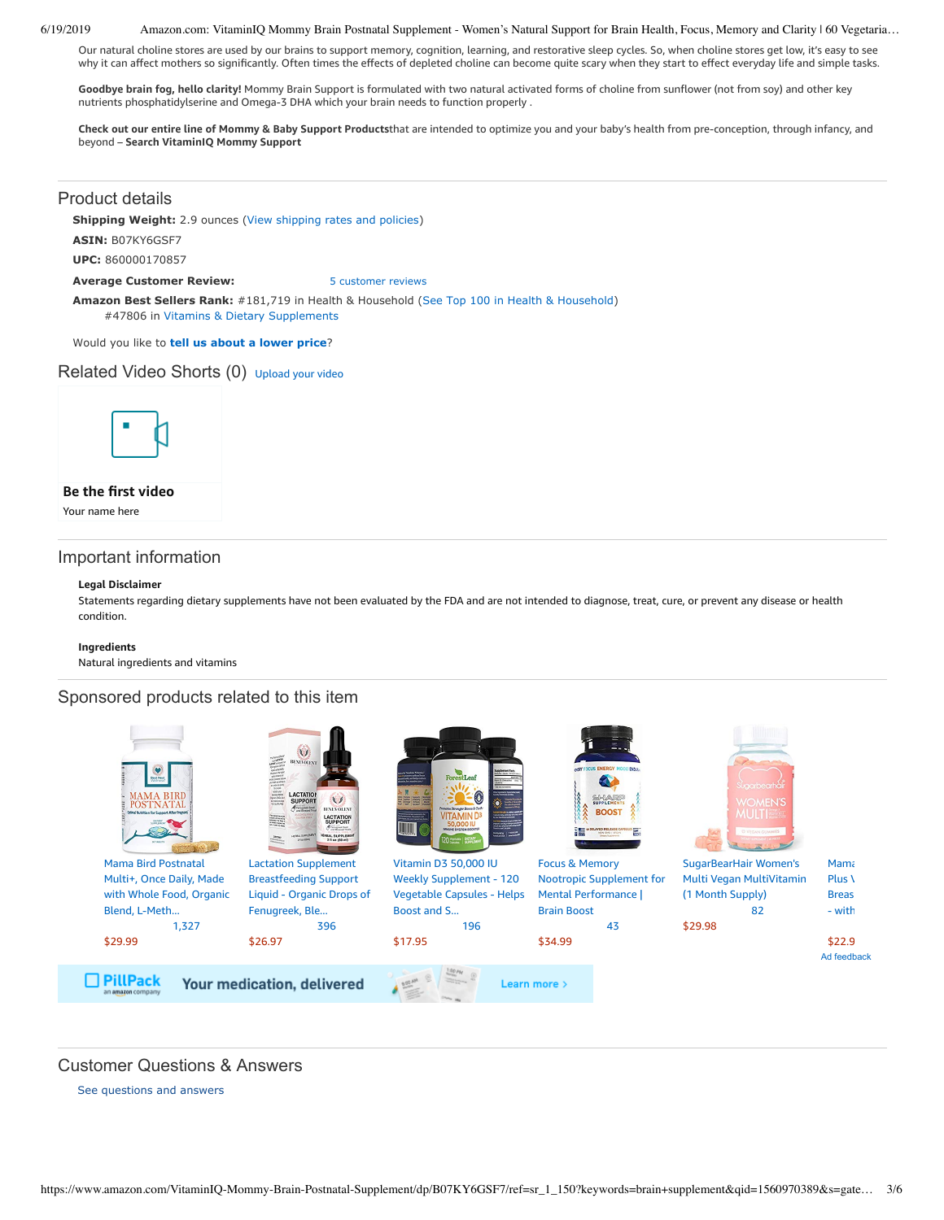Our natural choline stores are used by our brains to support memory, cognition, learning, and restorative sleep cycles. So, when choline stores get low, it's easy to see why it can affect mothers so significantly. Often times the effects of depleted choline can become quite scary when they start to effect everyday life and simple tasks.

**Goodbye brain fog, hello clarity!** Mommy Brain Support is formulated with two natural activated forms of choline from sunflower (not from soy) and other key nutrients phosphatidylserine and Omega-3 DHA which your brain needs to function properly .

**Check out our entire line of Mommy & Baby Support Products**that are intended to optimize you and your baby's health from pre-conception, through infancy, and beyond – **Search VitaminIQ Mommy Support**

## Product details

**Shipping Weight:** 2.9 ounces (View shipping rates and policies)

**ASIN:** B07KY6GSF7

**UPC:** 860000170857

**Average Customer Review:** 5 customer reviews

**Amazon Best Sellers Rank:** #181,719 in Health & Household (See Top 100 in Health & Household)
#47806 in Vitamins & Dietary Supplements

Would you like to **tell us about a lower price**?

## Related Video Shorts (0) Upload your video

**Be the first video**

Your name here

## Important information

**Legal Disclaimer**

Statements regarding dietary supplements have not been evaluated by the FDA and are not intended to diagnose, treat, cure, or prevent any disease or health condition.

**Ingredients**

Natural ingredients and vitamins

## Sponsored products related to this item

- Mama Bird Postnatal Multi+, Once Daily, Made with Whole Food, Organic Blend, L-Meth... — 1,327 — $29.99
- Lactation Supplement Breastfeeding Support Liquid - Organic Drops of Fenugreek, Ble... — 396 — $26.97
- Vitamin D3 50,000 IU Weekly Supplement - 120 Vegetable Capsules - Helps Boost and S... — 196 — $17.95
- Focus & Memory Nootropic Supplement for Mental Performance | Brain Boost — 43 — $34.99
- SugarBearHair Women's Multi Vegan MultiVitamin (1 Month Supply) — 82 — $29.98
- Mama Plus Breas - with — $22.9

Ad feedback

PillPack an amazon company — Your medication, delivered — Learn more ›

## Customer Questions & Answers

See questions and answers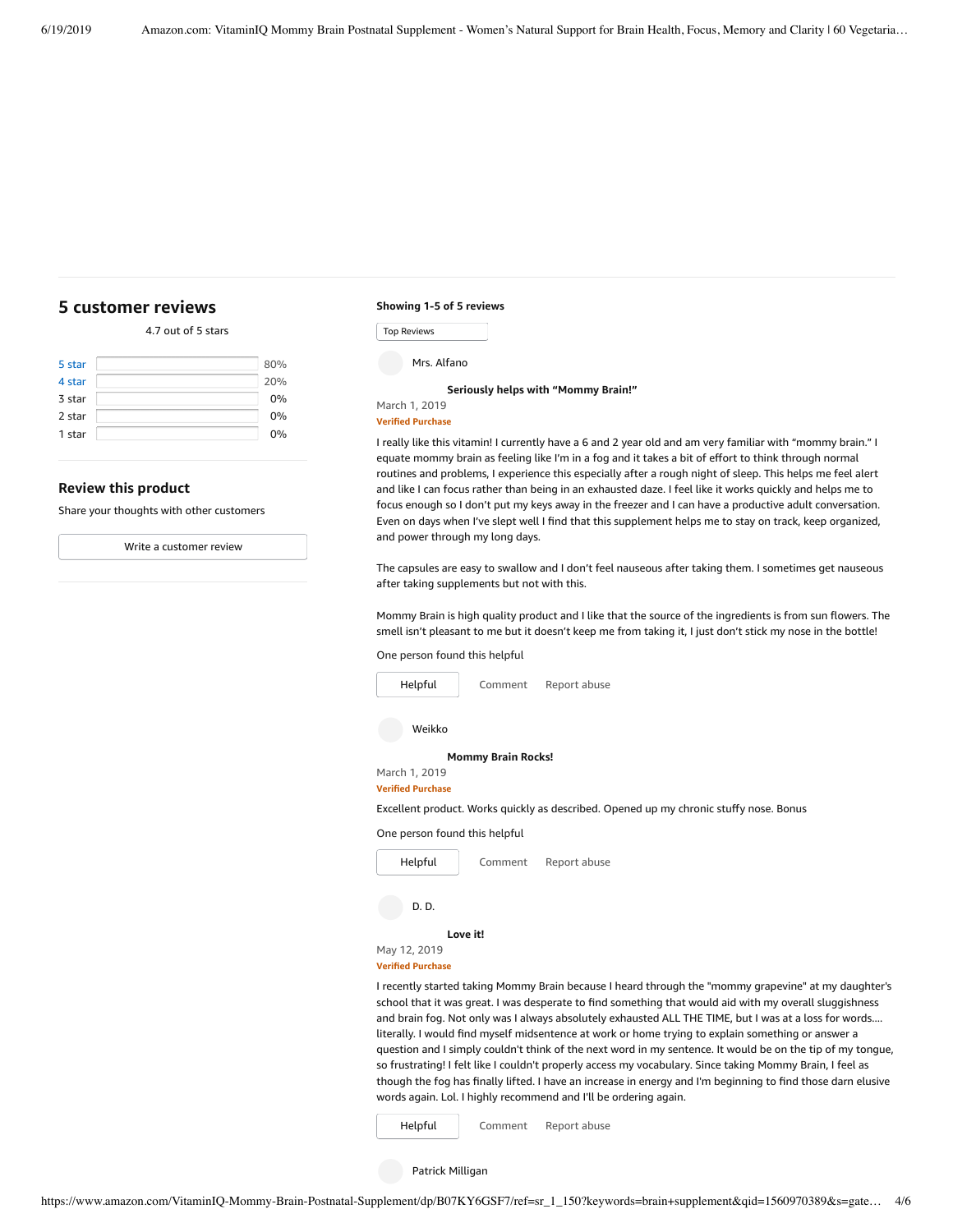## 5 customer reviews

4.7 out of 5 stars

| Rating | Percentage |
|---|---|
| 5 star | 80% |
| 4 star | 20% |
| 3 star | 0% |
| 2 star | 0% |
| 1 star | 0% |

### Review this product

Share your thoughts with other customers

Write a customer review

**Showing 1-5 of 5 reviews**

Top Reviews

Mrs. Alfano

**Seriously helps with “Mommy Brain!”**

March 1, 2019

Verified Purchase

I really like this vitamin! I currently have a 6 and 2 year old and am very familiar with “mommy brain.” I equate mommy brain as feeling like I’m in a fog and it takes a bit of effort to think through normal routines and problems, I experience this especially after a rough night of sleep. This helps me feel alert and like I can focus rather than being in an exhausted daze. I feel like it works quickly and helps me to focus enough so I don’t put my keys away in the freezer and I can have a productive adult conversation. Even on days when I’ve slept well I find that this supplement helps me to stay on track, keep organized, and power through my long days.

The capsules are easy to swallow and I don’t feel nauseous after taking them. I sometimes get nauseous after taking supplements but not with this.

Mommy Brain is high quality product and I like that the source of the ingredients is from sun flowers. The smell isn’t pleasant to me but it doesn’t keep me from taking it, I just don’t stick my nose in the bottle!

One person found this helpful

Helpful | Comment | Report abuse

Weikko

**Mommy Brain Rocks!**

March 1, 2019

Verified Purchase

Excellent product. Works quickly as described. Opened up my chronic stuffy nose. Bonus

One person found this helpful

Helpful | Comment | Report abuse

D. D.

**Love it!**

May 12, 2019

Verified Purchase

I recently started taking Mommy Brain because I heard through the "mommy grapevine" at my daughter's school that it was great. I was desperate to find something that would aid with my overall sluggishness and brain fog. Not only was I always absolutely exhausted ALL THE TIME, but I was at a loss for words.... literally. I would find myself midsentence at work or home trying to explain something or answer a question and I simply couldn't think of the next word in my sentence. It would be on the tip of my tongue, so frustrating! I felt like I couldn't properly access my vocabulary. Since taking Mommy Brain, I feel as though the fog has finally lifted. I have an increase in energy and I'm beginning to find those darn elusive words again. Lol. I highly recommend and I'll be ordering again.

Helpful | Comment | Report abuse

Patrick Milligan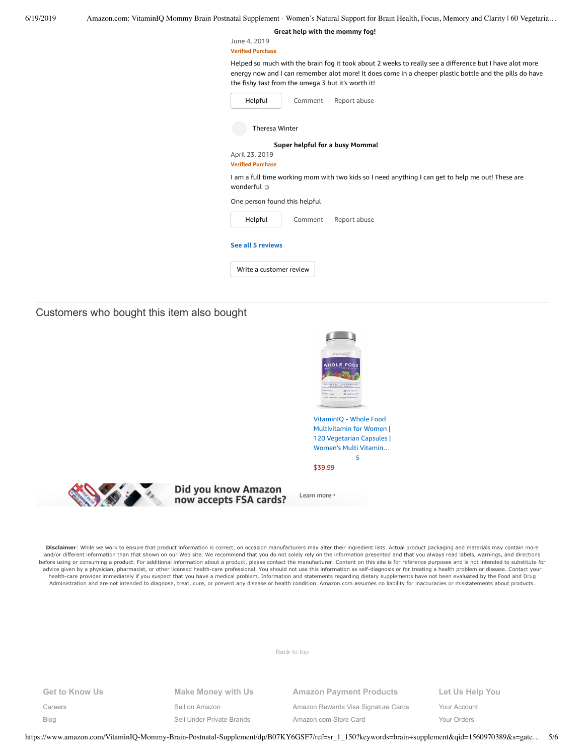**Great help with the mommy fog!**

June 4, 2019

Verified Purchase

Helped so much with the brain fog it took about 2 weeks to really see a difference but I have alot more energy now and I can remember alot more! It does come in a cheeper plastic bottle and the pills do have the fishy tast from the omega 3 but it's worth it!

Helpful | Comment | Report abuse

Theresa Winter

**Super helpful for a busy Momma!**

April 23, 2019

Verified Purchase

I am a full time working mom with two kids so I need anything I can get to help me out! These are wonderful ☺

One person found this helpful

Helpful | Comment | Report abuse

See all 5 reviews

Write a customer review

## Customers who bought this item also bought

VitaminIQ - Whole Food Multivitamin for Women | 120 Vegetarian Capsules | Women's Multi Vitamin…

5

$39.99

Did you know Amazon now accepts FSA cards? Learn more ›

**Disclaimer**: While we work to ensure that product information is correct, on occasion manufacturers may alter their ingredient lists. Actual product packaging and materials may contain more and/or different information than that shown on our Web site. We recommend that you do not solely rely on the information presented and that you always read labels, warnings, and directions before using or consuming a product. For additional information about a product, please contact the manufacturer. Content on this site is for reference purposes and is not intended to substitute for advice given by a physician, pharmacist, or other licensed health-care professional. You should not use this information as self-diagnosis or for treating a health problem or disease. Contact your health-care provider immediately if you suspect that you have a medical problem. Information and statements regarding dietary supplements have not been evaluated by the Food and Drug Administration and are not intended to diagnose, treat, cure, or prevent any disease or health condition. Amazon.com assumes no liability for inaccuracies or misstatements about products.

Back to top

| Get to Know Us | Make Money with Us | Amazon Payment Products | Let Us Help You |
| --- | --- | --- | --- |
| Careers | Sell on Amazon | Amazon Rewards Visa Signature Cards | Your Account |
| Blog | Sell Under Private Brands | Amazon.com Store Card | Your Orders |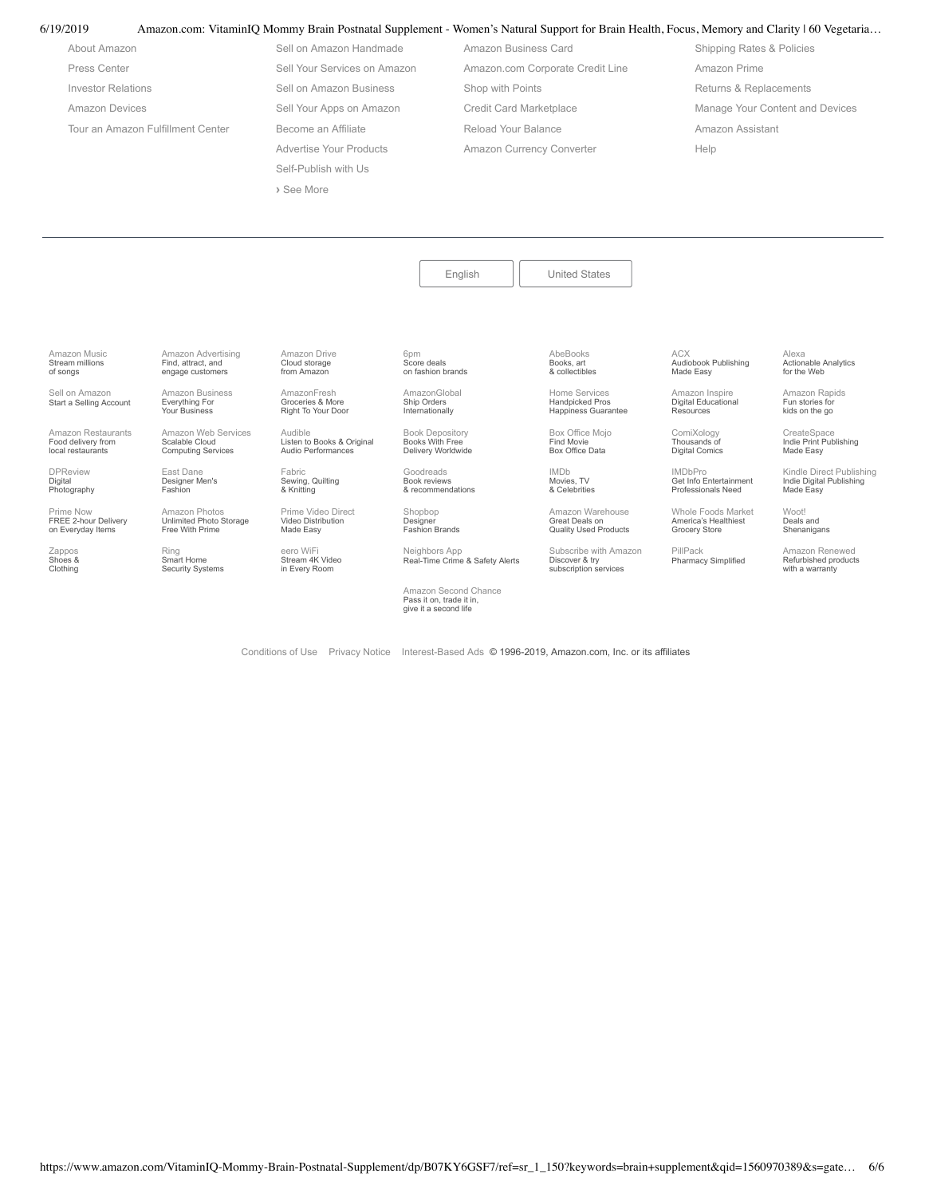About Amazon
Press Center
Investor Relations
Amazon Devices
Tour an Amazon Fulfillment Center

Sell on Amazon Handmade
Sell Your Services on Amazon
Sell on Amazon Business
Sell Your Apps on Amazon
Become an Affiliate
Advertise Your Products
Self-Publish with Us
› See More

Amazon Business Card
Amazon.com Corporate Credit Line
Shop with Points
Credit Card Marketplace
Reload Your Balance
Amazon Currency Converter

Shipping Rates & Policies
Amazon Prime
Returns & Replacements
Manage Your Content and Devices
Amazon Assistant
Help

English | United States

| | | | | | | |
|---|---|---|---|---|---|---|
| Amazon Music Stream millions of songs | Amazon Advertising Find, attract, and engage customers | Amazon Drive Cloud storage from Amazon | 6pm Score deals on fashion brands | AbeBooks Books, art & collectibles | ACX Audiobook Publishing Made Easy | Alexa Actionable Analytics for the Web |
| Sell on Amazon Start a Selling Account | Amazon Business Everything For Your Business | AmazonFresh Groceries & More Right To Your Door | AmazonGlobal Ship Orders Internationally | Home Services Handpicked Pros Happiness Guarantee | Amazon Inspire Digital Educational Resources | Amazon Rapids Fun stories for kids on the go |
| Amazon Restaurants Food delivery from local restaurants | Amazon Web Services Scalable Cloud Computing Services | Audible Listen to Books & Original Audio Performances | Book Depository Books With Free Delivery Worldwide | Box Office Mojo Find Movie Box Office Data | ComiXology Thousands of Digital Comics | CreateSpace Indie Print Publishing Made Easy |
| DPReview Digital Photography | East Dane Designer Men's Fashion | Fabric Sewing, Quilting & Knitting | Goodreads Book reviews & recommendations | IMDb Movies, TV & Celebrities | IMDbPro Get Info Entertainment Professionals Need | Kindle Direct Publishing Indie Digital Publishing Made Easy |
| Prime Now FREE 2-hour Delivery on Everyday Items | Amazon Photos Unlimited Photo Storage Free With Prime | Prime Video Direct Video Distribution Made Easy | Shopbop Designer Fashion Brands | Amazon Warehouse Great Deals on Quality Used Products | Whole Foods Market America's Healthiest Grocery Store | Woot! Deals and Shenanigans |
| Zappos Shoes & Clothing | Ring Smart Home Security Systems | eero WiFi Stream 4K Video in Every Room | Neighbors App Real-Time Crime & Safety Alerts | Subscribe with Amazon Discover & try subscription services | PillPack Pharmacy Simplified | Amazon Renewed Refurbished products with a warranty |
| | | | Amazon Second Chance Pass it on, trade it in, give it a second life | | | |

Conditions of Use  Privacy Notice  Interest-Based Ads  © 1996-2019, Amazon.com, Inc. or its affiliates